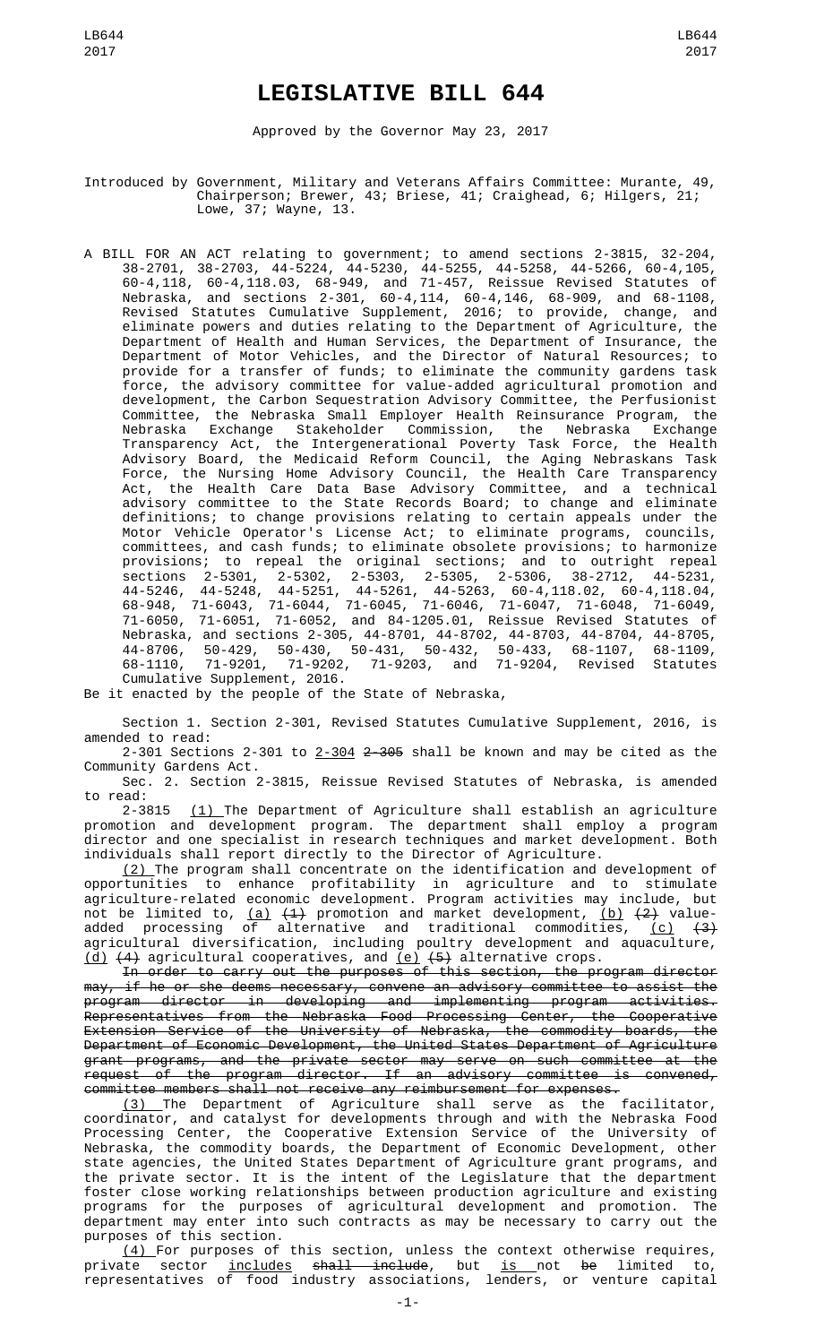# LEGISLATIVE BILL 644

Approved by the Governor May 23, 2017

Introduced by Government, Military and Veterans Affairs Committee: Murante, 49, Chairperson; Brewer, 43; Briese, 41; Craighead, 6; Hilgers, 21; Lowe, 37; Wayne, 13.

A BILL FOR AN ACT relating to government; to amend sections 2-3815, 32-204, 38-2701, 38-2703, 44-5224, 44-5230, 44-5255, 44-5258, 44-5266, 60-4,105, 60-4,118, 60-4,118.03, 68-949, and 71-457, Reissue Revised Statutes of Nebraska, and sections 2-301, 60-4,114, 60-4,146, 68-909, and 68-1108, Revised Statutes Cumulative Supplement, 2016; to provide, change, and eliminate powers and duties relating to the Department of Agriculture, the Department of Health and Human Services, the Department of Insurance, the Department of Motor Vehicles, and the Director of Natural Resources; to provide for a transfer of funds; to eliminate the community gardens task force, the advisory committee for value-added agricultural promotion and development, the Carbon Sequestration Advisory Committee, the Perfusionist Committee, the Nebraska Small Employer Health Reinsurance Program, the Nebraska Exchange Stakeholder Commission, the Nebraska Exchange Transparency Act, the Intergenerational Poverty Task Force, the Health Advisory Board, the Medicaid Reform Council, the Aging Nebraskans Task Force, the Nursing Home Advisory Council, the Health Care Transparency Act, the Health Care Data Base Advisory Committee, and a technical advisory committee to the State Records Board; to change and eliminate definitions; to change provisions relating to certain appeals under the Motor Vehicle Operator's License Act; to eliminate programs, councils, committees, and cash funds; to eliminate obsolete provisions; to harmonize provisions; to repeal the original sections; and to outright repeal sections 2-5301, 2-5302, 2-5303, 2-5305, 2-5306, 38-2712, 44-5231, 44-5246, 44-5248, 44-5251, 44-5261, 44-5263, 60-4,118.02, 60-4,118.04, 68-948, 71-6043, 71-6044, 71-6045, 71-6046, 71-6047, 71-6048, 71-6049, 71-6050, 71-6051, 71-6052, and 84-1205.01, Reissue Revised Statutes of Nebraska, and sections 2-305, 44-8701, 44-8702, 44-8703, 44-8704, 44-8705, 44-8706, 50-429, 50-430, 50-431, 50-432, 50-433, 68-1107, 68-1109, 68-1110, 71-9201, 71-9202, 71-9203, and 71-9204, Revised Statutes Cumulative Supplement, 2016.

Be it enacted by the people of the State of Nebraska,

Section 1. Section 2-301, Revised Statutes Cumulative Supplement, 2016, is amended to read:

2-301 Sections 2-301 to 2-304 ~~2-305~~ shall be known and may be cited as the Community Gardens Act.

Sec. 2. Section 2-3815, Reissue Revised Statutes of Nebraska, is amended to read:

2-3815 (1) The Department of Agriculture shall establish an agriculture promotion and development program. The department shall employ a program director and one specialist in research techniques and market development. Both individuals shall report directly to the Director of Agriculture.

(2) The program shall concentrate on the identification and development of opportunities to enhance profitability in agriculture and to stimulate agriculture-related economic development. Program activities may include, but not be limited to, (a) ~~(1)~~ promotion and market development, (b) ~~(2)~~ value-added processing of alternative and traditional commodities, (c) ~~(3)~~ agricultural diversification, including poultry development and aquaculture, (d) ~~(4)~~ agricultural cooperatives, and (e) ~~(5)~~ alternative crops.

~~In order to carry out the purposes of this section, the program director may, if he or she deems necessary, convene an advisory committee to assist the program director in developing and implementing program activities. Representatives from the Nebraska Food Processing Center, the Cooperative Extension Service of the University of Nebraska, the commodity boards, the Department of Economic Development, the United States Department of Agriculture grant programs, and the private sector may serve on such committee at the request of the program director. If an advisory committee is convened, committee members shall not receive any reimbursement for expenses.~~

(3) The Department of Agriculture shall serve as the facilitator, coordinator, and catalyst for developments through and with the Nebraska Food Processing Center, the Cooperative Extension Service of the University of Nebraska, the commodity boards, the Department of Economic Development, other state agencies, the United States Department of Agriculture grant programs, and the private sector. It is the intent of the Legislature that the department foster close working relationships between production agriculture and existing programs for the purposes of agricultural development and promotion. The department may enter into such contracts as may be necessary to carry out the purposes of this section.

(4) For purposes of this section, unless the context otherwise requires, private sector includes ~~shall include~~, but is not ~~be~~ limited to, representatives of food industry associations, lenders, or venture capital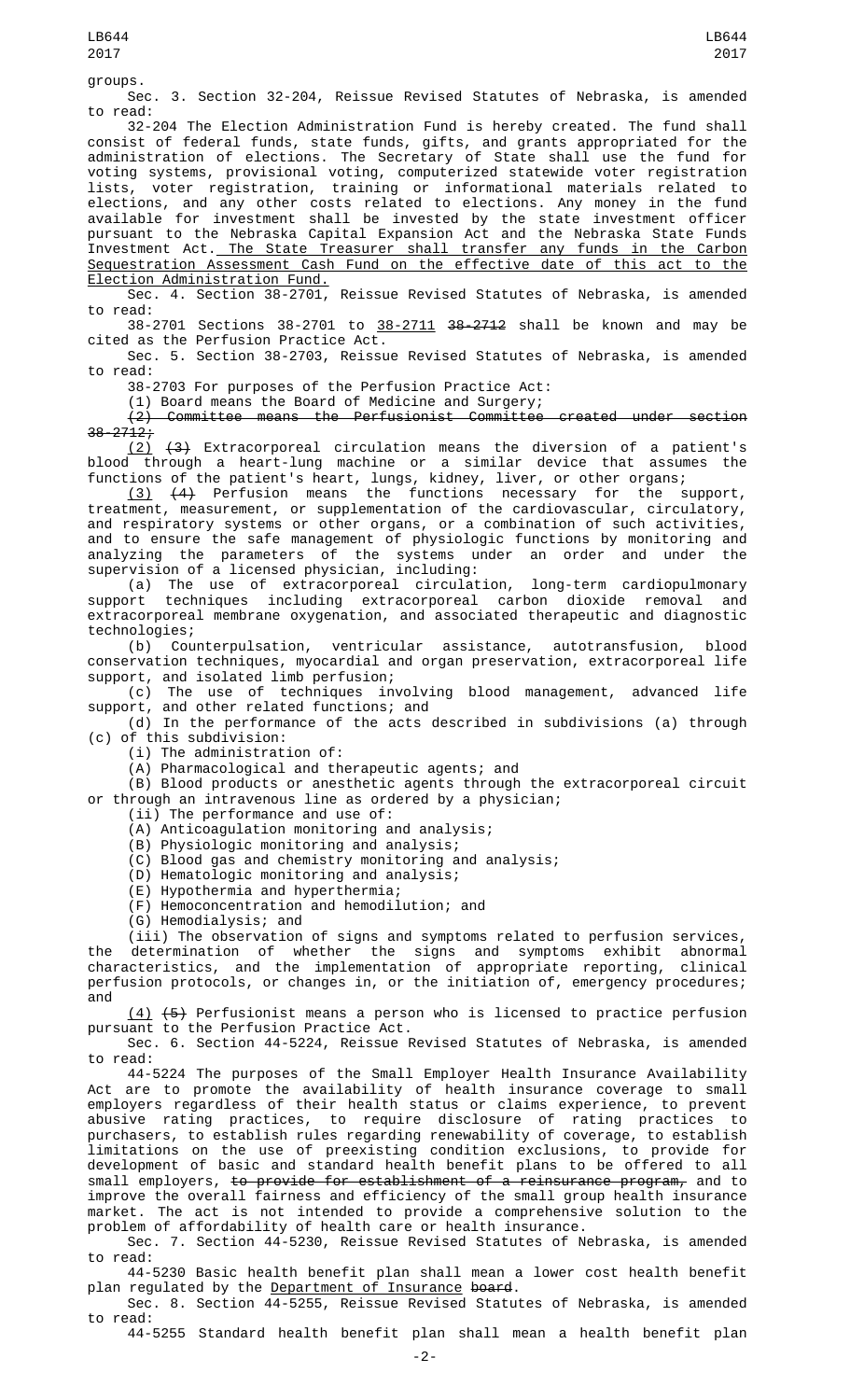groups.

Sec. 3. Section 32-204, Reissue Revised Statutes of Nebraska, is amended to read:

32-204 The Election Administration Fund is hereby created. The fund shall consist of federal funds, state funds, gifts, and grants appropriated for the administration of elections. The Secretary of State shall use the fund for voting systems, provisional voting, computerized statewide voter registration lists, voter registration, training or informational materials related to elections, and any other costs related to elections. Any money in the fund available for investment shall be invested by the state investment officer pursuant to the Nebraska Capital Expansion Act and the Nebraska State Funds Investment Act. The State Treasurer shall transfer any funds in the Carbon Sequestration Assessment Cash Fund on the effective date of this act to the Election Administration Fund.

Sec. 4. Section 38-2701, Reissue Revised Statutes of Nebraska, is amended to read:

38-2701 Sections 38-2701 to 38-2711 ~~38-2712~~ shall be known and may be cited as the Perfusion Practice Act.

Sec. 5. Section 38-2703, Reissue Revised Statutes of Nebraska, is amended to read:

38-2703 For purposes of the Perfusion Practice Act:

(1) Board means the Board of Medicine and Surgery;

~~(2) Committee means the Perfusionist Committee created under section 38-2712;~~

(2) ~~(3)~~ Extracorporeal circulation means the diversion of a patient's blood through a heart-lung machine or a similar device that assumes the functions of the patient's heart, lungs, kidney, liver, or other organs;

(3) ~~(4)~~ Perfusion means the functions necessary for the support, treatment, measurement, or supplementation of the cardiovascular, circulatory, and respiratory systems or other organs, or a combination of such activities, and to ensure the safe management of physiologic functions by monitoring and analyzing the parameters of the systems under an order and under the supervision of a licensed physician, including:

(a) The use of extracorporeal circulation, long-term cardiopulmonary support techniques including extracorporeal carbon dioxide removal and extracorporeal membrane oxygenation, and associated therapeutic and diagnostic technologies;

(b) Counterpulsation, ventricular assistance, autotransfusion, blood conservation techniques, myocardial and organ preservation, extracorporeal life support, and isolated limb perfusion;

(c) The use of techniques involving blood management, advanced life support, and other related functions; and

(d) In the performance of the acts described in subdivisions (a) through (c) of this subdivision:

(i) The administration of:

(A) Pharmacological and therapeutic agents; and

(B) Blood products or anesthetic agents through the extracorporeal circuit or through an intravenous line as ordered by a physician;

(ii) The performance and use of:

(A) Anticoagulation monitoring and analysis;

(B) Physiologic monitoring and analysis;

(C) Blood gas and chemistry monitoring and analysis;

(D) Hematologic monitoring and analysis;

(E) Hypothermia and hyperthermia;

(F) Hemoconcentration and hemodilution; and

(G) Hemodialysis; and

(iii) The observation of signs and symptoms related to perfusion services, the determination of whether the signs and symptoms exhibit abnormal characteristics, and the implementation of appropriate reporting, clinical perfusion protocols, or changes in, or the initiation of, emergency procedures; and

(4) ~~(5)~~ Perfusionist means a person who is licensed to practice perfusion pursuant to the Perfusion Practice Act.

Sec. 6. Section 44-5224, Reissue Revised Statutes of Nebraska, is amended to read:

44-5224 The purposes of the Small Employer Health Insurance Availability Act are to promote the availability of health insurance coverage to small employers regardless of their health status or claims experience, to prevent abusive rating practices, to require disclosure of rating practices to purchasers, to establish rules regarding renewability of coverage, to establish limitations on the use of preexisting condition exclusions, to provide for development of basic and standard health benefit plans to be offered to all small employers, ~~to provide for establishment of a reinsurance program,~~ and to improve the overall fairness and efficiency of the small group health insurance market. The act is not intended to provide a comprehensive solution to the problem of affordability of health care or health insurance.

Sec. 7. Section 44-5230, Reissue Revised Statutes of Nebraska, is amended to read:

44-5230 Basic health benefit plan shall mean a lower cost health benefit plan regulated by the Department of Insurance ~~board~~.

Sec. 8. Section 44-5255, Reissue Revised Statutes of Nebraska, is amended to read:

44-5255 Standard health benefit plan shall mean a health benefit plan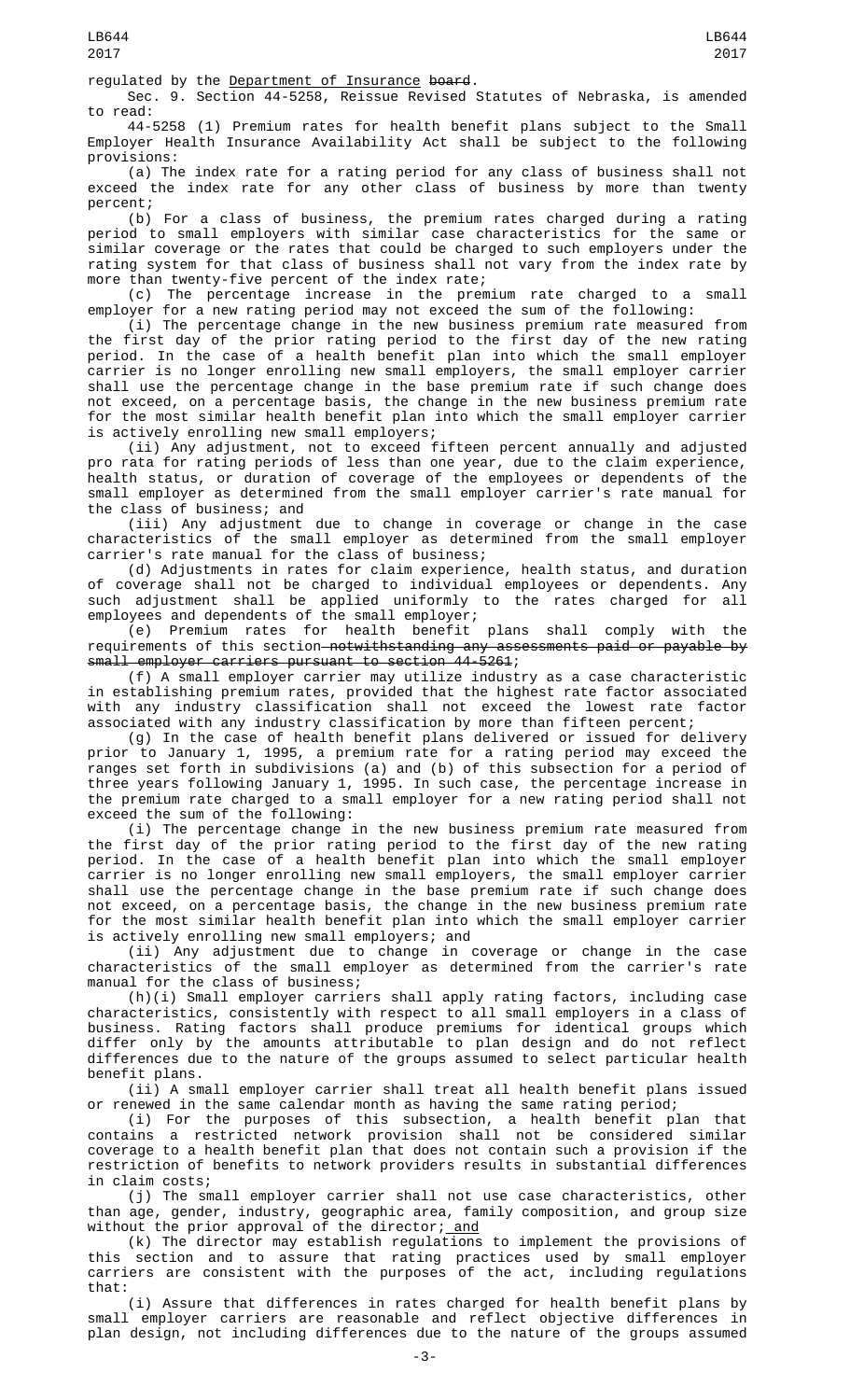regulated by the Department of Insurance ~~board~~.

Sec. 9. Section 44-5258, Reissue Revised Statutes of Nebraska, is amended to read:

44-5258 (1) Premium rates for health benefit plans subject to the Small Employer Health Insurance Availability Act shall be subject to the following provisions:

(a) The index rate for a rating period for any class of business shall not exceed the index rate for any other class of business by more than twenty percent;

(b) For a class of business, the premium rates charged during a rating period to small employers with similar case characteristics for the same or similar coverage or the rates that could be charged to such employers under the rating system for that class of business shall not vary from the index rate by more than twenty-five percent of the index rate;

(c) The percentage increase in the premium rate charged to a small employer for a new rating period may not exceed the sum of the following:

(i) The percentage change in the new business premium rate measured from the first day of the prior rating period to the first day of the new rating period. In the case of a health benefit plan into which the small employer carrier is no longer enrolling new small employers, the small employer carrier shall use the percentage change in the base premium rate if such change does not exceed, on a percentage basis, the change in the new business premium rate for the most similar health benefit plan into which the small employer carrier is actively enrolling new small employers;

(ii) Any adjustment, not to exceed fifteen percent annually and adjusted pro rata for rating periods of less than one year, due to the claim experience, health status, or duration of coverage of the employees or dependents of the small employer as determined from the small employer carrier's rate manual for the class of business; and

(iii) Any adjustment due to change in coverage or change in the case characteristics of the small employer as determined from the small employer carrier's rate manual for the class of business;

(d) Adjustments in rates for claim experience, health status, and duration of coverage shall not be charged to individual employees or dependents. Any such adjustment shall be applied uniformly to the rates charged for all employees and dependents of the small employer;

(e) Premium rates for health benefit plans shall comply with the requirements of this section~~ notwithstanding any assessments paid or payable by small employer carriers pursuant to section 44-5261~~;

(f) A small employer carrier may utilize industry as a case characteristic in establishing premium rates, provided that the highest rate factor associated with any industry classification shall not exceed the lowest rate factor associated with any industry classification by more than fifteen percent;

(g) In the case of health benefit plans delivered or issued for delivery prior to January 1, 1995, a premium rate for a rating period may exceed the ranges set forth in subdivisions (a) and (b) of this subsection for a period of three years following January 1, 1995. In such case, the percentage increase in the premium rate charged to a small employer for a new rating period shall not exceed the sum of the following:

(i) The percentage change in the new business premium rate measured from the first day of the prior rating period to the first day of the new rating period. In the case of a health benefit plan into which the small employer carrier is no longer enrolling new small employers, the small employer carrier shall use the percentage change in the base premium rate if such change does not exceed, on a percentage basis, the change in the new business premium rate for the most similar health benefit plan into which the small employer carrier is actively enrolling new small employers; and

(ii) Any adjustment due to change in coverage or change in the case characteristics of the small employer as determined from the carrier's rate manual for the class of business;

(h)(i) Small employer carriers shall apply rating factors, including case characteristics, consistently with respect to all small employers in a class of business. Rating factors shall produce premiums for identical groups which differ only by the amounts attributable to plan design and do not reflect differences due to the nature of the groups assumed to select particular health benefit plans.

(ii) A small employer carrier shall treat all health benefit plans issued or renewed in the same calendar month as having the same rating period;

(i) For the purposes of this subsection, a health benefit plan that contains a restricted network provision shall not be considered similar coverage to a health benefit plan that does not contain such a provision if the restriction of benefits to network providers results in substantial differences in claim costs;

(j) The small employer carrier shall not use case characteristics, other than age, gender, industry, geographic area, family composition, and group size without the prior approval of the director; and

(k) The director may establish regulations to implement the provisions of this section and to assure that rating practices used by small employer carriers are consistent with the purposes of the act, including regulations that:

(i) Assure that differences in rates charged for health benefit plans by small employer carriers are reasonable and reflect objective differences in plan design, not including differences due to the nature of the groups assumed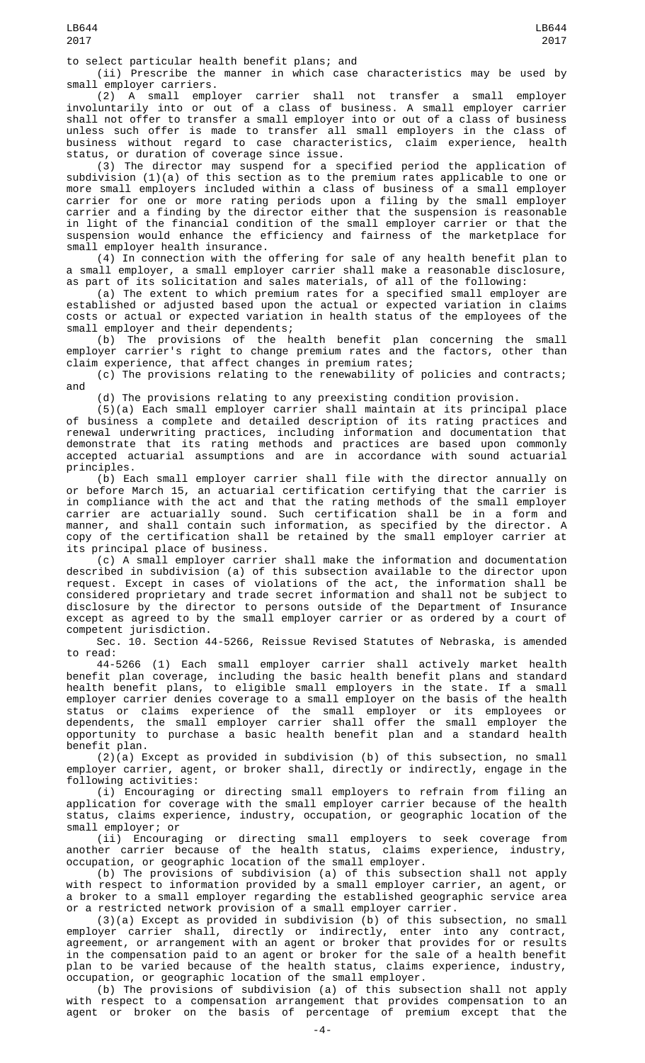to select particular health benefit plans; and

(ii) Prescribe the manner in which case characteristics may be used by small employer carriers.

(2) A small employer carrier shall not transfer a small employer involuntarily into or out of a class of business. A small employer carrier shall not offer to transfer a small employer into or out of a class of business unless such offer is made to transfer all small employers in the class of business without regard to case characteristics, claim experience, health status, or duration of coverage since issue.

(3) The director may suspend for a specified period the application of subdivision (1)(a) of this section as to the premium rates applicable to one or more small employers included within a class of business of a small employer carrier for one or more rating periods upon a filing by the small employer carrier and a finding by the director either that the suspension is reasonable in light of the financial condition of the small employer carrier or that the suspension would enhance the efficiency and fairness of the marketplace for small employer health insurance.

(4) In connection with the offering for sale of any health benefit plan to a small employer, a small employer carrier shall make a reasonable disclosure, as part of its solicitation and sales materials, of all of the following:

(a) The extent to which premium rates for a specified small employer are established or adjusted based upon the actual or expected variation in claims costs or actual or expected variation in health status of the employees of the small employer and their dependents;

(b) The provisions of the health benefit plan concerning the small employer carrier's right to change premium rates and the factors, other than claim experience, that affect changes in premium rates;

(c) The provisions relating to the renewability of policies and contracts; and

(d) The provisions relating to any preexisting condition provision.

(5)(a) Each small employer carrier shall maintain at its principal place of business a complete and detailed description of its rating practices and renewal underwriting practices, including information and documentation that demonstrate that its rating methods and practices are based upon commonly accepted actuarial assumptions and are in accordance with sound actuarial principles.

(b) Each small employer carrier shall file with the director annually on or before March 15, an actuarial certification certifying that the carrier is in compliance with the act and that the rating methods of the small employer carrier are actuarially sound. Such certification shall be in a form and manner, and shall contain such information, as specified by the director. A copy of the certification shall be retained by the small employer carrier at its principal place of business.

(c) A small employer carrier shall make the information and documentation described in subdivision (a) of this subsection available to the director upon request. Except in cases of violations of the act, the information shall be considered proprietary and trade secret information and shall not be subject to disclosure by the director to persons outside of the Department of Insurance except as agreed to by the small employer carrier or as ordered by a court of competent jurisdiction.

Sec. 10. Section 44-5266, Reissue Revised Statutes of Nebraska, is amended to read:

44-5266 (1) Each small employer carrier shall actively market health benefit plan coverage, including the basic health benefit plans and standard health benefit plans, to eligible small employers in the state. If a small employer carrier denies coverage to a small employer on the basis of the health status or claims experience of the small employer or its employees or dependents, the small employer carrier shall offer the small employer the opportunity to purchase a basic health benefit plan and a standard health benefit plan.

(2)(a) Except as provided in subdivision (b) of this subsection, no small employer carrier, agent, or broker shall, directly or indirectly, engage in the following activities:

(i) Encouraging or directing small employers to refrain from filing an application for coverage with the small employer carrier because of the health status, claims experience, industry, occupation, or geographic location of the small employer; or

(ii) Encouraging or directing small employers to seek coverage from another carrier because of the health status, claims experience, industry, occupation, or geographic location of the small employer.

(b) The provisions of subdivision (a) of this subsection shall not apply with respect to information provided by a small employer carrier, an agent, or a broker to a small employer regarding the established geographic service area or a restricted network provision of a small employer carrier.

(3)(a) Except as provided in subdivision (b) of this subsection, no small employer carrier shall, directly or indirectly, enter into any contract, agreement, or arrangement with an agent or broker that provides for or results in the compensation paid to an agent or broker for the sale of a health benefit plan to be varied because of the health status, claims experience, industry, occupation, or geographic location of the small employer.

(b) The provisions of subdivision (a) of this subsection shall not apply with respect to a compensation arrangement that provides compensation to an agent or broker on the basis of percentage of premium except that the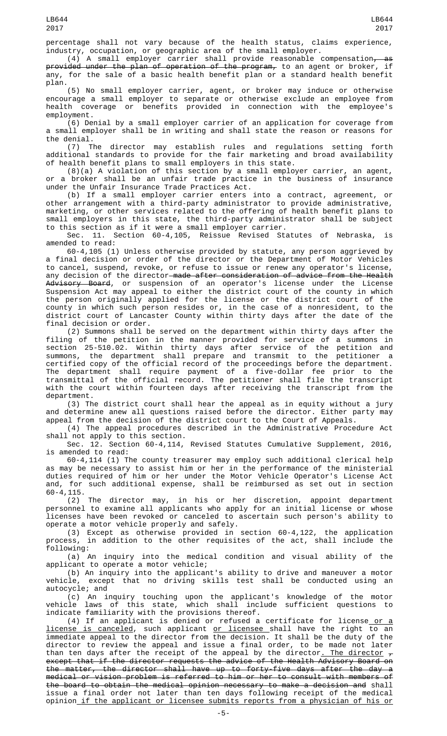percentage shall not vary because of the health status, claims experience, industry, occupation, or geographic area of the small employer.

(4) A small employer carrier shall provide reasonable compensation, as provided under the plan of operation of the program, to an agent or broker, if any, for the sale of a basic health benefit plan or a standard health benefit plan.

(5) No small employer carrier, agent, or broker may induce or otherwise encourage a small employer to separate or otherwise exclude an employee from health coverage or benefits provided in connection with the employee's employment.

(6) Denial by a small employer carrier of an application for coverage from a small employer shall be in writing and shall state the reason or reasons for the denial.

(7) The director may establish rules and regulations setting forth additional standards to provide for the fair marketing and broad availability of health benefit plans to small employers in this state.

(8)(a) A violation of this section by a small employer carrier, an agent, or a broker shall be an unfair trade practice in the business of insurance under the Unfair Insurance Trade Practices Act.

(b) If a small employer carrier enters into a contract, agreement, or other arrangement with a third-party administrator to provide administrative, marketing, or other services related to the offering of health benefit plans to small employers in this state, the third-party administrator shall be subject to this section as if it were a small employer carrier.

Sec. 11. Section 60-4,105, Reissue Revised Statutes of Nebraska, is amended to read:

60-4,105 (1) Unless otherwise provided by statute, any person aggrieved by a final decision or order of the director or the Department of Motor Vehicles to cancel, suspend, revoke, or refuse to issue or renew any operator's license, any decision of the director made after consideration of advice from the Health Advisory Board, or suspension of an operator's license under the License Suspension Act may appeal to either the district court of the county in which the person originally applied for the license or the district court of the county in which such person resides or, in the case of a nonresident, to the district court of Lancaster County within thirty days after the date of the final decision or order.

(2) Summons shall be served on the department within thirty days after the filing of the petition in the manner provided for service of a summons in section 25-510.02. Within thirty days after service of the petition and summons, the department shall prepare and transmit to the petitioner a certified copy of the official record of the proceedings before the department. The department shall require payment of a five-dollar fee prior to the transmittal of the official record. The petitioner shall file the transcript with the court within fourteen days after receiving the transcript from the department.

(3) The district court shall hear the appeal as in equity without a jury and determine anew all questions raised before the director. Either party may appeal from the decision of the district court to the Court of Appeals.

(4) The appeal procedures described in the Administrative Procedure Act shall not apply to this section.

Sec. 12. Section 60-4,114, Revised Statutes Cumulative Supplement, 2016, is amended to read:

60-4,114 (1) The county treasurer may employ such additional clerical help as may be necessary to assist him or her in the performance of the ministerial duties required of him or her under the Motor Vehicle Operator's License Act and, for such additional expense, shall be reimbursed as set out in section 60-4,115.

(2) The director may, in his or her discretion, appoint department personnel to examine all applicants who apply for an initial license or whose licenses have been revoked or canceled to ascertain such person's ability to operate a motor vehicle properly and safely.

(3) Except as otherwise provided in section 60-4,122, the application process, in addition to the other requisites of the act, shall include the following:

(a) An inquiry into the medical condition and visual ability of the applicant to operate a motor vehicle;

(b) An inquiry into the applicant's ability to drive and maneuver a motor vehicle, except that no driving skills test shall be conducted using an autocycle; and

(c) An inquiry touching upon the applicant's knowledge of the motor vehicle laws of this state, which shall include sufficient questions to indicate familiarity with the provisions thereof.

(4) If an applicant is denied or refused a certificate for license or a license is canceled, such applicant or licensee shall have the right to an immediate appeal to the director from the decision. It shall be the duty of the director to review the appeal and issue a final order, to be made not later than ten days after the receipt of the appeal by the director. The director , except that if the director requests the advice of the Health Advisory Board on the matter, the director shall have up to forty-five days after the day a medical or vision problem is referred to him or her to consult with members of the board to obtain the medical opinion necessary to make a decision and shall issue a final order not later than ten days following receipt of the medical opinion if the applicant or licensee submits reports from a physician of his or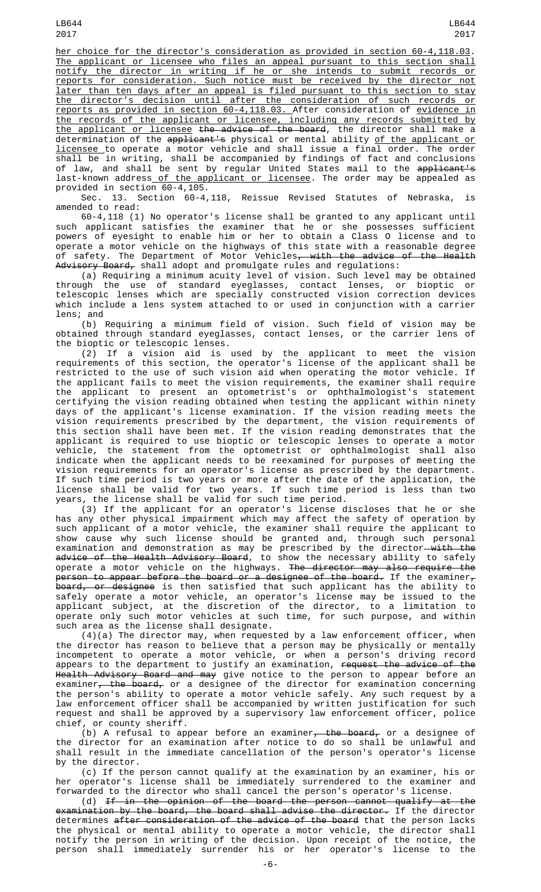her choice for the director's consideration as provided in section 60-4,118.03. The applicant or licensee who files an appeal pursuant to this section shall notify the director in writing if he or she intends to submit records or reports for consideration. Such notice must be received by the director not later than ten days after an appeal is filed pursuant to this section to stay the director's decision until after the consideration of such records or reports as provided in section 60-4,118.03. After consideration of evidence in the records of the applicant or licensee, including any records submitted by the applicant or licensee the advice of the board, the director shall make a determination of the applicant's physical or mental ability of the applicant or licensee to operate a motor vehicle and shall issue a final order. The order shall be in writing, shall be accompanied by findings of fact and conclusions of law, and shall be sent by regular United States mail to the applicant's last-known address of the applicant or licensee. The order may be appealed as provided in section 60-4,105.

Sec. 13. Section 60-4,118, Reissue Revised Statutes of Nebraska, is amended to read:

60-4,118 (1) No operator's license shall be granted to any applicant until such applicant satisfies the examiner that he or she possesses sufficient powers of eyesight to enable him or her to obtain a Class O license and to operate a motor vehicle on the highways of this state with a reasonable degree of safety. The Department of Motor Vehicles, with the advice of the Health Advisory Board, shall adopt and promulgate rules and regulations:

(a) Requiring a minimum acuity level of vision. Such level may be obtained through the use of standard eyeglasses, contact lenses, or bioptic or telescopic lenses which are specially constructed vision correction devices which include a lens system attached to or used in conjunction with a carrier lens; and

(b) Requiring a minimum field of vision. Such field of vision may be obtained through standard eyeglasses, contact lenses, or the carrier lens of the bioptic or telescopic lenses.

(2) If a vision aid is used by the applicant to meet the vision requirements of this section, the operator's license of the applicant shall be restricted to the use of such vision aid when operating the motor vehicle. If the applicant fails to meet the vision requirements, the examiner shall require the applicant to present an optometrist's or ophthalmologist's statement certifying the vision reading obtained when testing the applicant within ninety days of the applicant's license examination. If the vision reading meets the vision requirements prescribed by the department, the vision requirements of this section shall have been met. If the vision reading demonstrates that the applicant is required to use bioptic or telescopic lenses to operate a motor vehicle, the statement from the optometrist or ophthalmologist shall also indicate when the applicant needs to be reexamined for purposes of meeting the vision requirements for an operator's license as prescribed by the department. If such time period is two years or more after the date of the application, the license shall be valid for two years. If such time period is less than two years, the license shall be valid for such time period.

(3) If the applicant for an operator's license discloses that he or she has any other physical impairment which may affect the safety of operation by such applicant of a motor vehicle, the examiner shall require the applicant to show cause why such license should be granted and, through such personal examination and demonstration as may be prescribed by the director with the advice of the Health Advisory Board, to show the necessary ability to safely operate a motor vehicle on the highways. The director may also require the person to appear before the board or a designee of the board. If the examiner, board, or designee is then satisfied that such applicant has the ability to safely operate a motor vehicle, an operator's license may be issued to the applicant subject, at the discretion of the director, to a limitation to operate only such motor vehicles at such time, for such purpose, and within such area as the license shall designate.

(4)(a) The director may, when requested by a law enforcement officer, when the director has reason to believe that a person may be physically or mentally incompetent to operate a motor vehicle, or when a person's driving record appears to the department to justify an examination, request the advice of the Health Advisory Board and may give notice to the person to appear before an examiner, the board, or a designee of the director for examination concerning the person's ability to operate a motor vehicle safely. Any such request by a law enforcement officer shall be accompanied by written justification for such request and shall be approved by a supervisory law enforcement officer, police chief, or county sheriff.

(b) A refusal to appear before an examiner, the board, or a designee of the director for an examination after notice to do so shall be unlawful and shall result in the immediate cancellation of the person's operator's license by the director.

(c) If the person cannot qualify at the examination by an examiner, his or her operator's license shall be immediately surrendered to the examiner and forwarded to the director who shall cancel the person's operator's license.

(d) If in the opinion of the board the person cannot qualify at the examination by the board, the board shall advise the director. If the director determines after consideration of the advice of the board that the person lacks the physical or mental ability to operate a motor vehicle, the director shall notify the person in writing of the decision. Upon receipt of the notice, the person shall immediately surrender his or her operator's license to the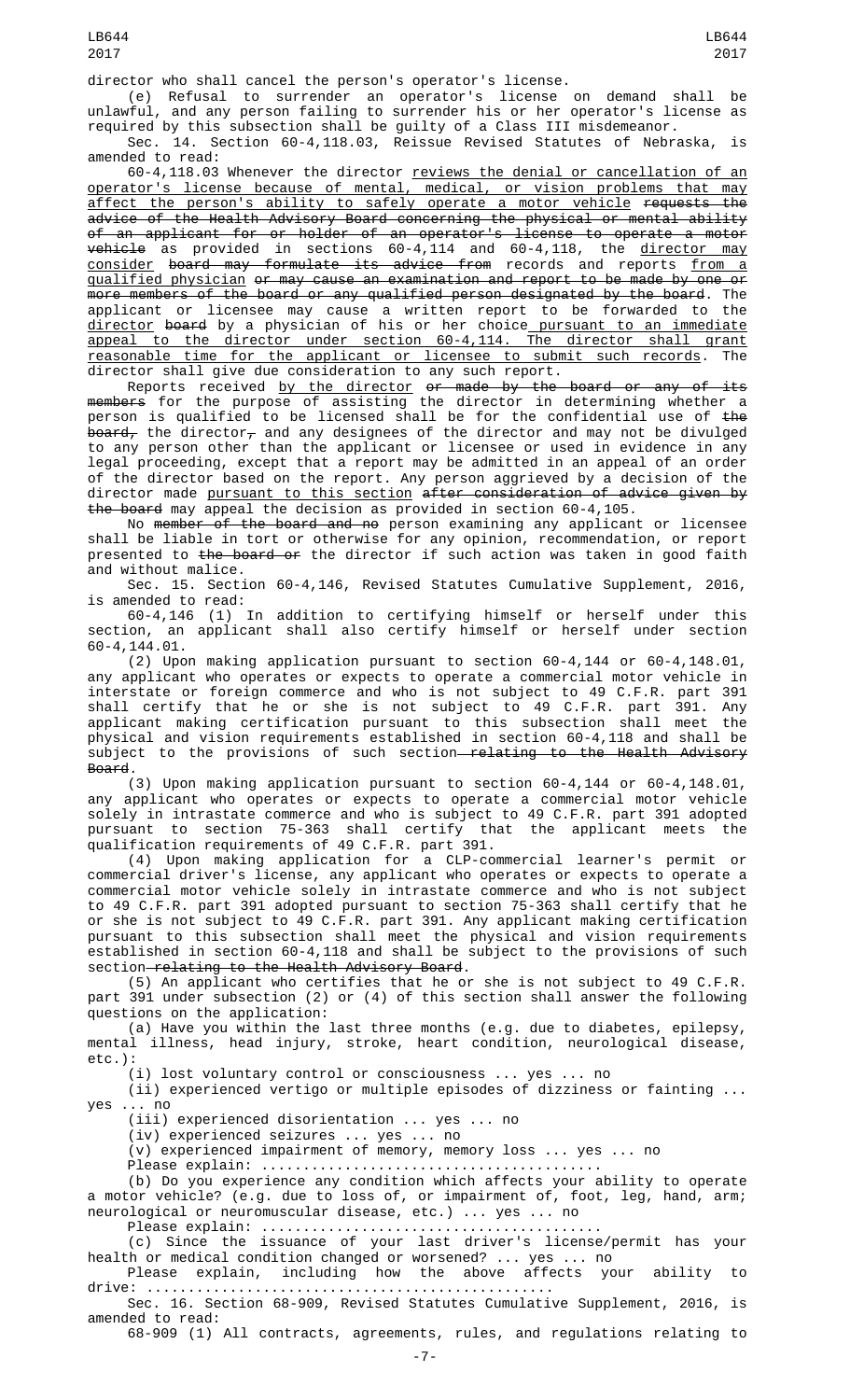director who shall cancel the person's operator's license.

(e) Refusal to surrender an operator's license on demand shall be unlawful, and any person failing to surrender his or her operator's license as required by this subsection shall be guilty of a Class III misdemeanor.

Sec. 14. Section 60-4,118.03, Reissue Revised Statutes of Nebraska, is amended to read:

60-4,118.03 Whenever the director <u>reviews the denial or cancellation of an operator's license because of mental, medical, or vision problems that may affect the person's ability to safely operate a motor vehicle</u> ~~requests the advice of the Health Advisory Board concerning the physical or mental ability of an applicant for or holder of an operator's license to operate a motor vehicle~~ as provided in sections 60-4,114 and 60-4,118, the <u>director may consider</u> ~~board may formulate its advice from~~ records and reports <u>from a qualified physician</u> ~~or may cause an examination and report to be made by one or more members of the board or any qualified person designated by the board~~. The applicant or licensee may cause a written report to be forwarded to the <u>director</u> ~~board~~ by a physician of his or her choice<u> pursuant to an immediate appeal to the director under section 60-4,114. The director shall grant reasonable time for the applicant or licensee to submit such records</u>. The director shall give due consideration to any such report.

Reports received <u>by the director</u> ~~or made by the board or any of its members~~ for the purpose of assisting the director in determining whether a person is qualified to be licensed shall be for the confidential use of ~~the board,~~ the director~~,~~ and any designees of the director and may not be divulged to any person other than the applicant or licensee or used in evidence in any legal proceeding, except that a report may be admitted in an appeal of an order of the director based on the report. Any person aggrieved by a decision of the director made <u>pursuant to this section</u> ~~after consideration of advice given by the board~~ may appeal the decision as provided in section 60-4,105.

No ~~member of the board and no~~ person examining any applicant or licensee shall be liable in tort or otherwise for any opinion, recommendation, or report presented to ~~the board or~~ the director if such action was taken in good faith and without malice.

Sec. 15. Section 60-4,146, Revised Statutes Cumulative Supplement, 2016, is amended to read:

60-4,146 (1) In addition to certifying himself or herself under this section, an applicant shall also certify himself or herself under section 60-4,144.01.

(2) Upon making application pursuant to section 60-4,144 or 60-4,148.01, any applicant who operates or expects to operate a commercial motor vehicle in interstate or foreign commerce and who is not subject to 49 C.F.R. part 391 shall certify that he or she is not subject to 49 C.F.R. part 391. Any applicant making certification pursuant to this subsection shall meet the physical and vision requirements established in section 60-4,118 and shall be subject to the provisions of such section~~ relating to the Health Advisory Board~~.

(3) Upon making application pursuant to section 60-4,144 or 60-4,148.01, any applicant who operates or expects to operate a commercial motor vehicle solely in intrastate commerce and who is subject to 49 C.F.R. part 391 adopted pursuant to section 75-363 shall certify that the applicant meets the qualification requirements of 49 C.F.R. part 391.

(4) Upon making application for a CLP-commercial learner's permit or commercial driver's license, any applicant who operates or expects to operate a commercial motor vehicle solely in intrastate commerce and who is not subject to 49 C.F.R. part 391 adopted pursuant to section 75-363 shall certify that he or she is not subject to 49 C.F.R. part 391. Any applicant making certification pursuant to this subsection shall meet the physical and vision requirements established in section 60-4,118 and shall be subject to the provisions of such section~~ relating to the Health Advisory Board~~.

(5) An applicant who certifies that he or she is not subject to 49 C.F.R. part 391 under subsection (2) or (4) of this section shall answer the following questions on the application:

(a) Have you within the last three months (e.g. due to diabetes, epilepsy, mental illness, head injury, stroke, heart condition, neurological disease, etc.):

(i) lost voluntary control or consciousness ... yes ... no

(ii) experienced vertigo or multiple episodes of dizziness or fainting ... yes ... no

(iii) experienced disorientation ... yes ... no

(iv) experienced seizures ... yes ... no

(v) experienced impairment of memory, memory loss ... yes ... no

Please explain: ........................................

(b) Do you experience any condition which affects your ability to operate a motor vehicle? (e.g. due to loss of, or impairment of, foot, leg, hand, arm; neurological or neuromuscular disease, etc.) ... yes ... no

Please explain: ........................................

(c) Since the issuance of your last driver's license/permit has your health or medical condition changed or worsened? ... yes ... no

Please explain, including how the above affects your ability to drive: ................................................

Sec. 16. Section 68-909, Revised Statutes Cumulative Supplement, 2016, is amended to read:

68-909 (1) All contracts, agreements, rules, and regulations relating to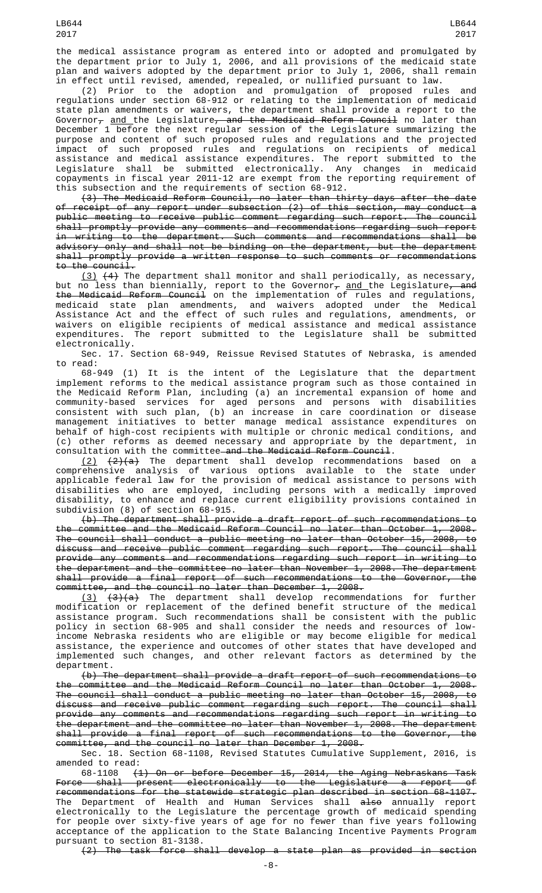the medical assistance program as entered into or adopted and promulgated by the department prior to July 1, 2006, and all provisions of the medicaid state plan and waivers adopted by the department prior to July 1, 2006, shall remain in effect until revised, amended, repealed, or nullified pursuant to law.

(2) Prior to the adoption and promulgation of proposed rules and regulations under section 68-912 or relating to the implementation of medicaid state plan amendments or waivers, the department shall provide a report to the Governor~~,~~ <u>and</u> the Legislature~~, and the Medicaid Reform Council~~ no later than December 1 before the next regular session of the Legislature summarizing the purpose and content of such proposed rules and regulations and the projected impact of such proposed rules and regulations on recipients of medical assistance and medical assistance expenditures. The report submitted to the Legislature shall be submitted electronically. Any changes in medicaid copayments in fiscal year 2011-12 are exempt from the reporting requirement of this subsection and the requirements of section 68-912.

~~(3) The Medicaid Reform Council, no later than thirty days after the date of receipt of any report under subsection (2) of this section, may conduct a public meeting to receive public comment regarding such report. The council shall promptly provide any comments and recommendations regarding such report in writing to the department. Such comments and recommendations shall be advisory only and shall not be binding on the department, but the department shall promptly provide a written response to such comments or recommendations to the council.~~

<u>(3)</u> ~~(4)~~ The department shall monitor and shall periodically, as necessary, but no less than biennially, report to the Governor~~,~~ <u>and</u> the Legislature~~, and the Medicaid Reform Council~~ on the implementation of rules and regulations, medicaid state plan amendments, and waivers adopted under the Medical Assistance Act and the effect of such rules and regulations, amendments, or waivers on eligible recipients of medical assistance and medical assistance expenditures. The report submitted to the Legislature shall be submitted electronically.

Sec. 17. Section 68-949, Reissue Revised Statutes of Nebraska, is amended to read:

68-949 (1) It is the intent of the Legislature that the department implement reforms to the medical assistance program such as those contained in the Medicaid Reform Plan, including (a) an incremental expansion of home and community-based services for aged persons and persons with disabilities consistent with such plan, (b) an increase in care coordination or disease management initiatives to better manage medical assistance expenditures on behalf of high-cost recipients with multiple or chronic medical conditions, and (c) other reforms as deemed necessary and appropriate by the department, in consultation with the committee~~ and the Medicaid Reform Council~~.

<u>(2)</u> ~~(2)(a)~~ The department shall develop recommendations based on a comprehensive analysis of various options available to the state under applicable federal law for the provision of medical assistance to persons with disabilities who are employed, including persons with a medically improved disability, to enhance and replace current eligibility provisions contained in subdivision (8) of section 68-915.

~~(b) The department shall provide a draft report of such recommendations to the committee and the Medicaid Reform Council no later than October 1, 2008. The council shall conduct a public meeting no later than October 15, 2008, to discuss and receive public comment regarding such report. The council shall provide any comments and recommendations regarding such report in writing to the department and the committee no later than November 1, 2008. The department shall provide a final report of such recommendations to the Governor, the committee, and the council no later than December 1, 2008.~~

<u>(3)</u> ~~(3)(a)~~ The department shall develop recommendations for further modification or replacement of the defined benefit structure of the medical assistance program. Such recommendations shall be consistent with the public policy in section 68-905 and shall consider the needs and resources of low-income Nebraska residents who are eligible or may become eligible for medical assistance, the experience and outcomes of other states that have developed and implemented such changes, and other relevant factors as determined by the department.

~~(b) The department shall provide a draft report of such recommendations to the committee and the Medicaid Reform Council no later than October 1, 2008. The council shall conduct a public meeting no later than October 15, 2008, to discuss and receive public comment regarding such report. The council shall provide any comments and recommendations regarding such report in writing to the department and the committee no later than November 1, 2008. The department shall provide a final report of such recommendations to the Governor, the committee, and the council no later than December 1, 2008.~~

Sec. 18. Section 68-1108, Revised Statutes Cumulative Supplement, 2016, is amended to read:

68-1108 ~~(1) On or before December 15, 2014, the Aging Nebraskans Task Force shall present electronically to the Legislature a report of recommendations for the statewide strategic plan described in section 68-1107.~~ The Department of Health and Human Services shall ~~also~~ annually report electronically to the Legislature the percentage growth of medicaid spending for people over sixty-five years of age for no fewer than five years following acceptance of the application to the State Balancing Incentive Payments Program pursuant to section 81-3138.

~~(2) The task force shall develop a state plan as provided in section~~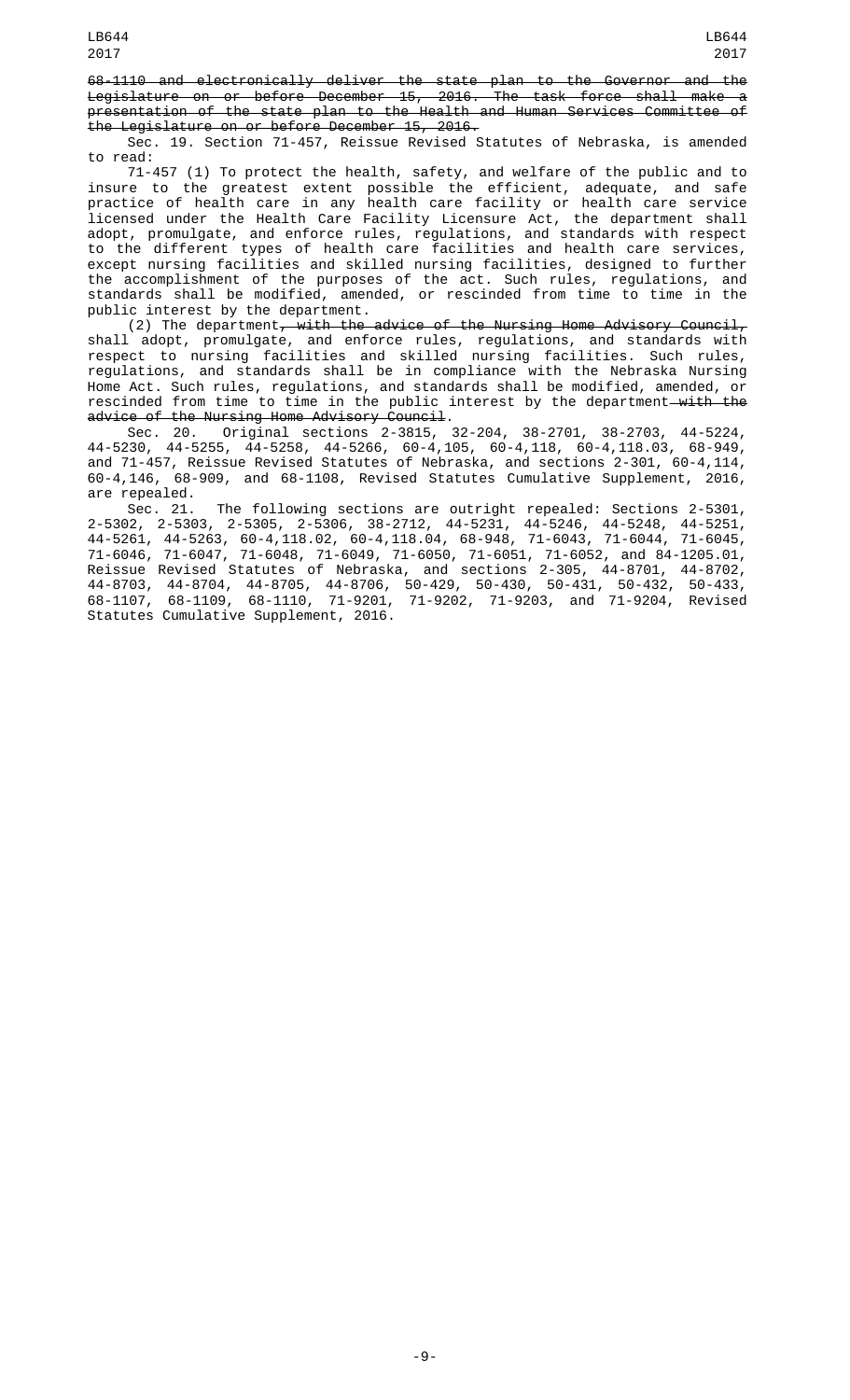~~68-1110 and electronically deliver the state plan to the Governor and the Legislature on or before December 15, 2016. The task force shall make a presentation of the state plan to the Health and Human Services Committee of the Legislature on or before December 15, 2016.~~

Sec. 19. Section 71-457, Reissue Revised Statutes of Nebraska, is amended to read:

71-457 (1) To protect the health, safety, and welfare of the public and to insure to the greatest extent possible the efficient, adequate, and safe practice of health care in any health care facility or health care service licensed under the Health Care Facility Licensure Act, the department shall adopt, promulgate, and enforce rules, regulations, and standards with respect to the different types of health care facilities and health care services, except nursing facilities and skilled nursing facilities, designed to further the accomplishment of the purposes of the act. Such rules, regulations, and standards shall be modified, amended, or rescinded from time to time in the public interest by the department.

(2) The department~~, with the advice of the Nursing Home Advisory Council,~~ shall adopt, promulgate, and enforce rules, regulations, and standards with respect to nursing facilities and skilled nursing facilities. Such rules, regulations, and standards shall be in compliance with the Nebraska Nursing Home Act. Such rules, regulations, and standards shall be modified, amended, or rescinded from time to time in the public interest by the department ~~with the advice of the Nursing Home Advisory Council~~.

Sec. 20. Original sections 2-3815, 32-204, 38-2701, 38-2703, 44-5224, 44-5230, 44-5255, 44-5258, 44-5266, 60-4,105, 60-4,118, 60-4,118.03, 68-949, and 71-457, Reissue Revised Statutes of Nebraska, and sections 2-301, 60-4,114, 60-4,146, 68-909, and 68-1108, Revised Statutes Cumulative Supplement, 2016, are repealed.

Sec. 21. The following sections are outright repealed: Sections 2-5301, 2-5302, 2-5303, 2-5305, 2-5306, 38-2712, 44-5231, 44-5246, 44-5248, 44-5251, 44-5261, 44-5263, 60-4,118.02, 60-4,118.04, 68-948, 71-6043, 71-6044, 71-6045, 71-6046, 71-6047, 71-6048, 71-6049, 71-6050, 71-6051, 71-6052, and 84-1205.01, Reissue Revised Statutes of Nebraska, and sections 2-305, 44-8701, 44-8702, 44-8703, 44-8704, 44-8705, 44-8706, 50-429, 50-430, 50-431, 50-432, 50-433, 68-1107, 68-1109, 68-1110, 71-9201, 71-9202, 71-9203, and 71-9204, Revised Statutes Cumulative Supplement, 2016.